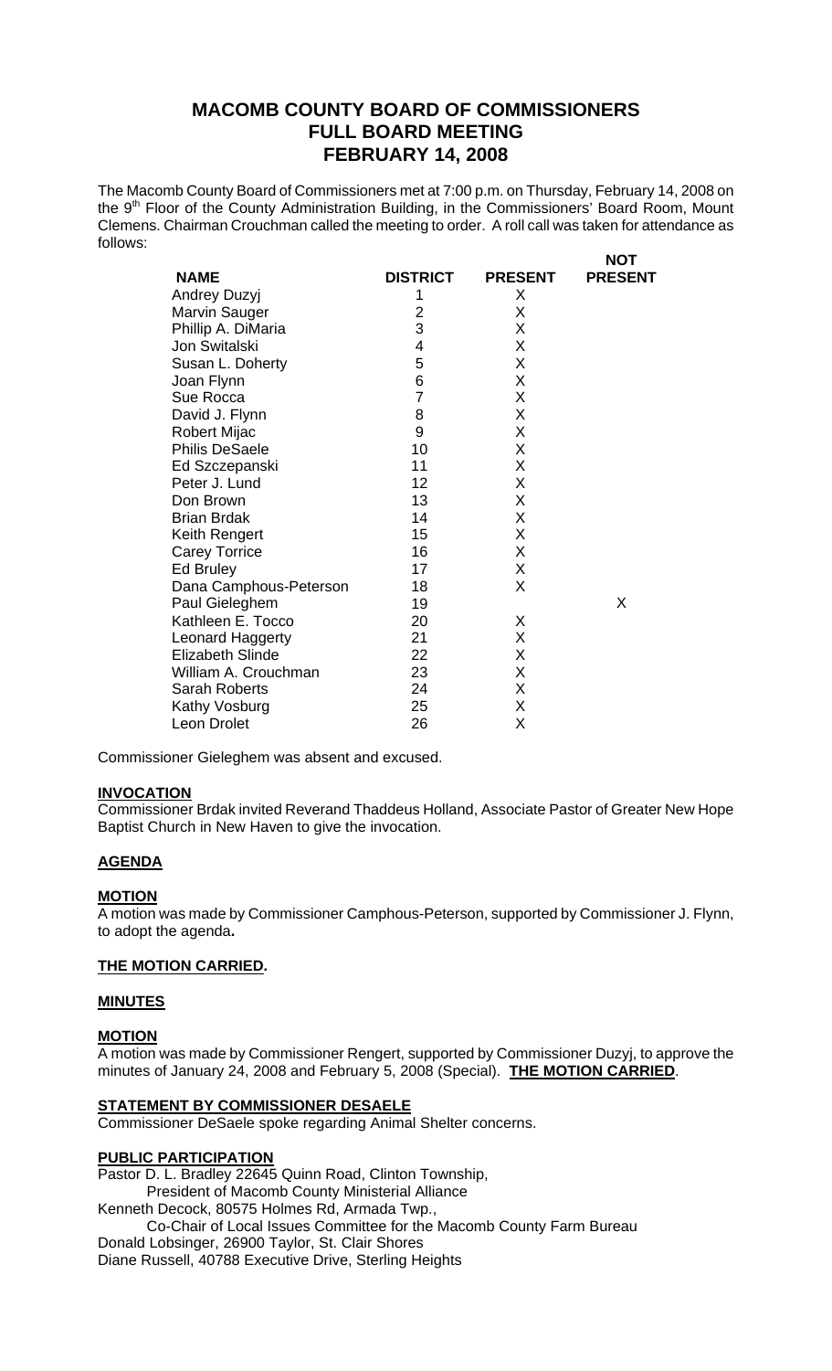# MACOMB COUNTY BOARD OF COMMISSIONERS
# FULL BOARD MEETING
# FEBRUARY 14, 2008

The Macomb County Board of Commissioners met at 7:00 p.m. on Thursday, February 14, 2008 on the 9th Floor of the County Administration Building, in the Commissioners' Board Room, Mount Clemens. Chairman Crouchman called the meeting to order. A roll call was taken for attendance as follows:

| NAME | DISTRICT | PRESENT | NOT PRESENT |
|---|---|---|---|
| Andrey Duzyj | 1 | X | |
| Marvin Sauger | 2 | X | |
| Phillip A. DiMaria | 3 | X | |
| Jon Switalski | 4 | X | |
| Susan L. Doherty | 5 | X | |
| Joan Flynn | 6 | X | |
| Sue Rocca | 7 | X | |
| David J. Flynn | 8 | X | |
| Robert Mijac | 9 | X | |
| Philis DeSaele | 10 | X | |
| Ed Szczepanski | 11 | X | |
| Peter J. Lund | 12 | X | |
| Don Brown | 13 | X | |
| Brian Brdak | 14 | X | |
| Keith Rengert | 15 | X | |
| Carey Torrice | 16 | X | |
| Ed Bruley | 17 | X | |
| Dana Camphous-Peterson | 18 | X | |
| Paul Gieleghem | 19 | | X |
| Kathleen E. Tocco | 20 | X | |
| Leonard Haggerty | 21 | X | |
| Elizabeth Slinde | 22 | X | |
| William A. Crouchman | 23 | X | |
| Sarah Roberts | 24 | X | |
| Kathy Vosburg | 25 | X | |
| Leon Drolet | 26 | X | |

Commissioner Gieleghem was absent and excused.

**INVOCATION**

Commissioner Brdak invited Reverand Thaddeus Holland, Associate Pastor of Greater New Hope Baptist Church in New Haven to give the invocation.

**AGENDA**

**MOTION**

A motion was made by Commissioner Camphous-Peterson, supported by Commissioner J. Flynn, to adopt the agenda**.**

**THE MOTION CARRIED.**

**MINUTES**

**MOTION**

A motion was made by Commissioner Rengert, supported by Commissioner Duzyj, to approve the minutes of January 24, 2008 and February 5, 2008 (Special). **THE MOTION CARRIED**.

**STATEMENT BY COMMISSIONER DESAELE**

Commissioner DeSaele spoke regarding Animal Shelter concerns.

**PUBLIC PARTICIPATION**

Pastor D. L. Bradley 22645 Quinn Road, Clinton Township,
President of Macomb County Ministerial Alliance
Kenneth Decock, 80575 Holmes Rd, Armada Twp.,
Co-Chair of Local Issues Committee for the Macomb County Farm Bureau
Donald Lobsinger, 26900 Taylor, St. Clair Shores
Diane Russell, 40788 Executive Drive, Sterling Heights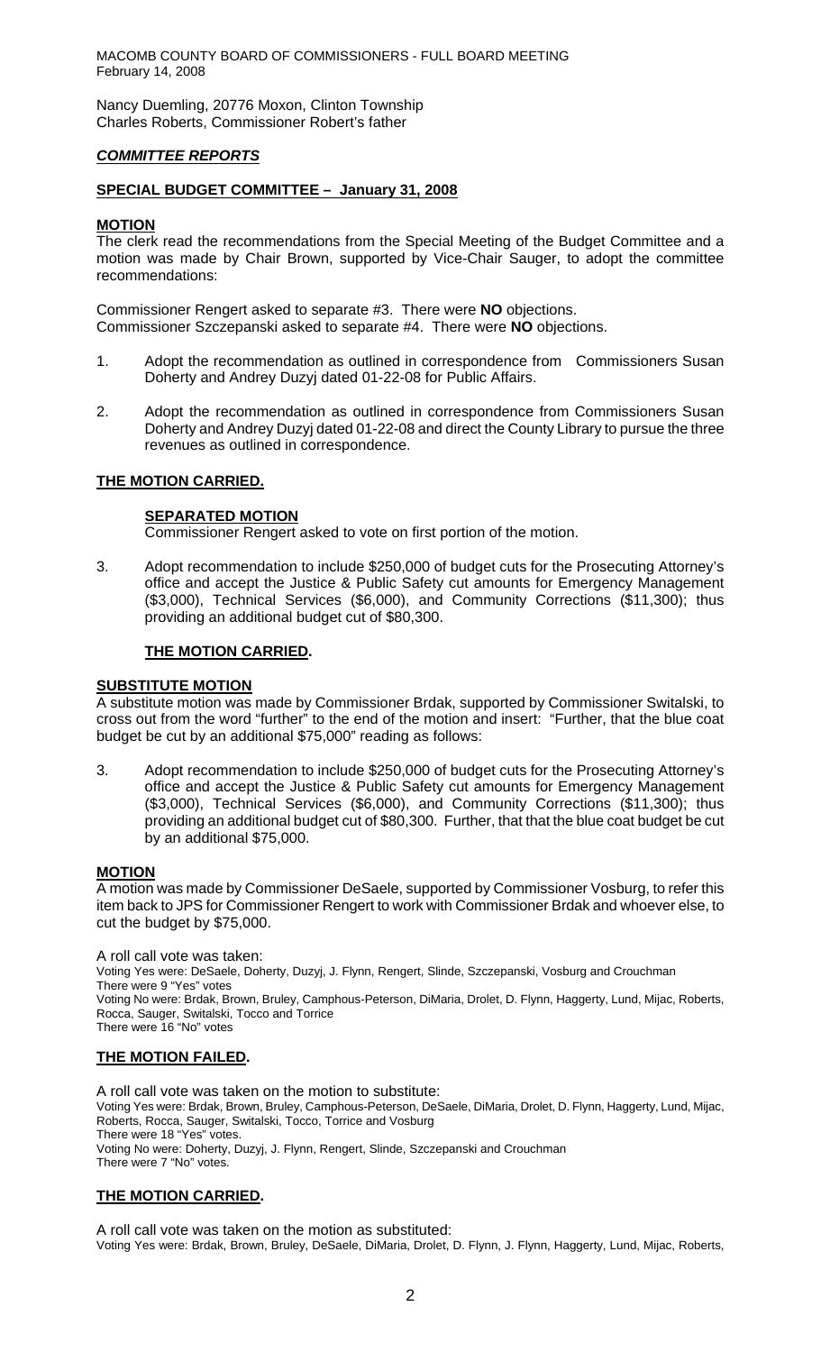Nancy Duemling, 20776 Moxon, Clinton Township
Charles Roberts, Commissioner Robert's father

## ***COMMITTEE REPORTS***

### **SPECIAL BUDGET COMMITTEE – January 31, 2008**

**MOTION**

The clerk read the recommendations from the Special Meeting of the Budget Committee and a motion was made by Chair Brown, supported by Vice-Chair Sauger, to adopt the committee recommendations:

Commissioner Rengert asked to separate #3. There were **NO** objections.
Commissioner Szczepanski asked to separate #4. There were **NO** objections.

1. Adopt the recommendation as outlined in correspondence from Commissioners Susan Doherty and Andrey Duzyj dated 01-22-08 for Public Affairs.

2. Adopt the recommendation as outlined in correspondence from Commissioners Susan Doherty and Andrey Duzyj dated 01-22-08 and direct the County Library to pursue the three revenues as outlined in correspondence.

**THE MOTION CARRIED.**

**SEPARATED MOTION**

Commissioner Rengert asked to vote on first portion of the motion.

3. Adopt recommendation to include $250,000 of budget cuts for the Prosecuting Attorney's office and accept the Justice & Public Safety cut amounts for Emergency Management ($3,000), Technical Services ($6,000), and Community Corrections ($11,300); thus providing an additional budget cut of $80,300.

**THE MOTION CARRIED.**

**SUBSTITUTE MOTION**

A substitute motion was made by Commissioner Brdak, supported by Commissioner Switalski, to cross out from the word "further" to the end of the motion and insert: "Further, that the blue coat budget be cut by an additional $75,000" reading as follows:

3. Adopt recommendation to include $250,000 of budget cuts for the Prosecuting Attorney's office and accept the Justice & Public Safety cut amounts for Emergency Management ($3,000), Technical Services ($6,000), and Community Corrections ($11,300); thus providing an additional budget cut of $80,300. Further, that that the blue coat budget be cut by an additional $75,000.

**MOTION**

A motion was made by Commissioner DeSaele, supported by Commissioner Vosburg, to refer this item back to JPS for Commissioner Rengert to work with Commissioner Brdak and whoever else, to cut the budget by $75,000.

A roll call vote was taken:
Voting Yes were: DeSaele, Doherty, Duzyj, J. Flynn, Rengert, Slinde, Szczepanski, Vosburg and Crouchman
There were 9 "Yes" votes
Voting No were: Brdak, Brown, Bruley, Camphous-Peterson, DiMaria, Drolet, D. Flynn, Haggerty, Lund, Mijac, Roberts, Rocca, Sauger, Switalski, Tocco and Torrice
There were 16 "No" votes

**THE MOTION FAILED.**

A roll call vote was taken on the motion to substitute:
Voting Yes were: Brdak, Brown, Bruley, Camphous-Peterson, DeSaele, DiMaria, Drolet, D. Flynn, Haggerty, Lund, Mijac, Roberts, Rocca, Sauger, Switalski, Tocco, Torrice and Vosburg
There were 18 "Yes" votes.
Voting No were: Doherty, Duzyj, J. Flynn, Rengert, Slinde, Szczepanski and Crouchman
There were 7 "No" votes.

**THE MOTION CARRIED.**

A roll call vote was taken on the motion as substituted:
Voting Yes were: Brdak, Brown, Bruley, DeSaele, DiMaria, Drolet, D. Flynn, J. Flynn, Haggerty, Lund, Mijac, Roberts,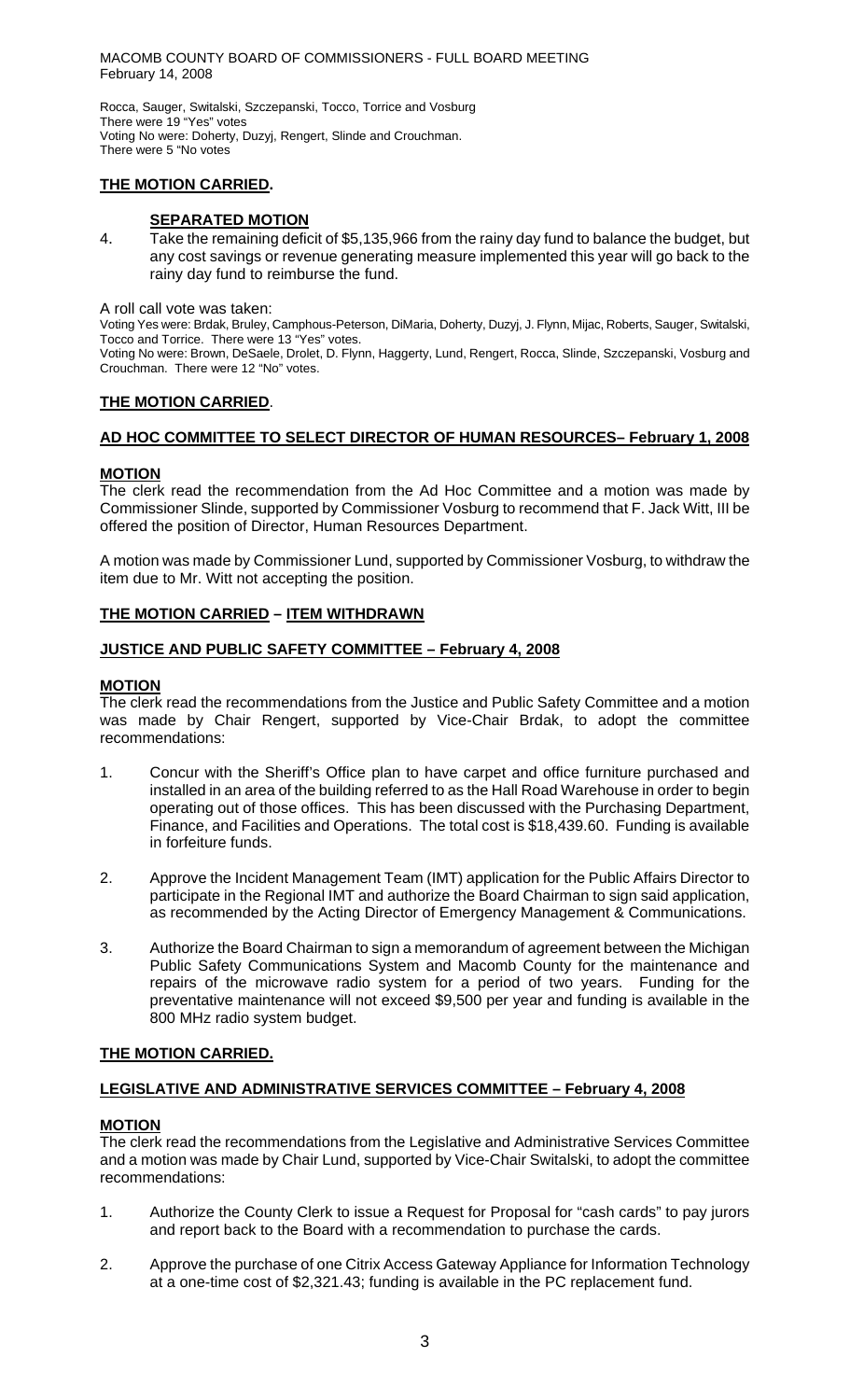Rocca, Sauger, Switalski, Szczepanski, Tocco, Torrice and Vosburg
There were 19 "Yes" votes
Voting No were: Doherty, Duzyj, Rengert, Slinde and Crouchman.
There were 5 "No votes

**THE MOTION CARRIED.**

**SEPARATED MOTION**

4. Take the remaining deficit of $5,135,966 from the rainy day fund to balance the budget, but any cost savings or revenue generating measure implemented this year will go back to the rainy day fund to reimburse the fund.

A roll call vote was taken:
Voting Yes were: Brdak, Bruley, Camphous-Peterson, DiMaria, Doherty, Duzyj, J. Flynn, Mijac, Roberts, Sauger, Switalski, Tocco and Torrice. There were 13 "Yes" votes.
Voting No were: Brown, DeSaele, Drolet, D. Flynn, Haggerty, Lund, Rengert, Rocca, Slinde, Szczepanski, Vosburg and Crouchman. There were 12 "No" votes.

**THE MOTION CARRIED**.

**AD HOC COMMITTEE TO SELECT DIRECTOR OF HUMAN RESOURCES– February 1, 2008**

**MOTION**

The clerk read the recommendation from the Ad Hoc Committee and a motion was made by Commissioner Slinde, supported by Commissioner Vosburg to recommend that F. Jack Witt, III be offered the position of Director, Human Resources Department.

A motion was made by Commissioner Lund, supported by Commissioner Vosburg, to withdraw the item due to Mr. Witt not accepting the position.

**THE MOTION CARRIED – ITEM WITHDRAWN**

**JUSTICE AND PUBLIC SAFETY COMMITTEE – February 4, 2008**

**MOTION**

The clerk read the recommendations from the Justice and Public Safety Committee and a motion was made by Chair Rengert, supported by Vice-Chair Brdak, to adopt the committee recommendations:

1. Concur with the Sheriff's Office plan to have carpet and office furniture purchased and installed in an area of the building referred to as the Hall Road Warehouse in order to begin operating out of those offices. This has been discussed with the Purchasing Department, Finance, and Facilities and Operations. The total cost is $18,439.60. Funding is available in forfeiture funds.

2. Approve the Incident Management Team (IMT) application for the Public Affairs Director to participate in the Regional IMT and authorize the Board Chairman to sign said application, as recommended by the Acting Director of Emergency Management & Communications.

3. Authorize the Board Chairman to sign a memorandum of agreement between the Michigan Public Safety Communications System and Macomb County for the maintenance and repairs of the microwave radio system for a period of two years. Funding for the preventative maintenance will not exceed $9,500 per year and funding is available in the 800 MHz radio system budget.

**THE MOTION CARRIED.**

**LEGISLATIVE AND ADMINISTRATIVE SERVICES COMMITTEE – February 4, 2008**

**MOTION**

The clerk read the recommendations from the Legislative and Administrative Services Committee and a motion was made by Chair Lund, supported by Vice-Chair Switalski, to adopt the committee recommendations:

1. Authorize the County Clerk to issue a Request for Proposal for "cash cards" to pay jurors and report back to the Board with a recommendation to purchase the cards.

2. Approve the purchase of one Citrix Access Gateway Appliance for Information Technology at a one-time cost of $2,321.43; funding is available in the PC replacement fund.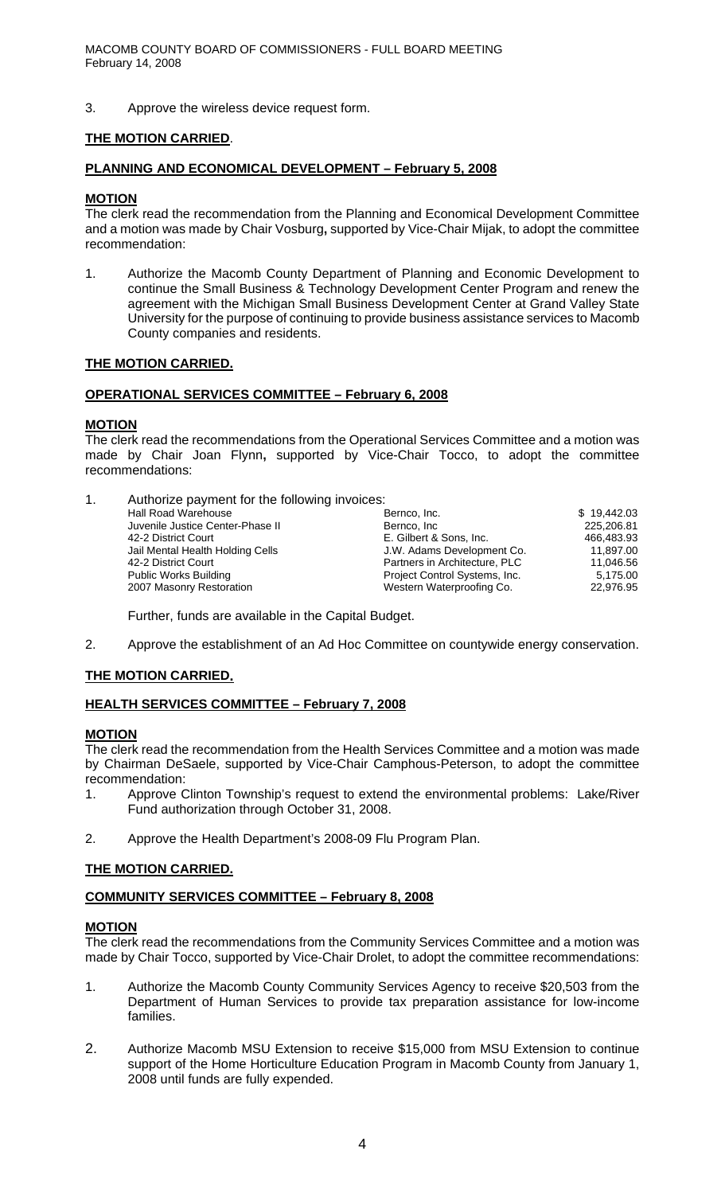3. Approve the wireless device request form.

**THE MOTION CARRIED**.

**PLANNING AND ECONOMICAL DEVELOPMENT – February 5, 2008**

**MOTION**

The clerk read the recommendation from the Planning and Economical Development Committee and a motion was made by Chair Vosburg**,** supported by Vice-Chair Mijak, to adopt the committee recommendation:

1. Authorize the Macomb County Department of Planning and Economic Development to continue the Small Business & Technology Development Center Program and renew the agreement with the Michigan Small Business Development Center at Grand Valley State University for the purpose of continuing to provide business assistance services to Macomb County companies and residents.

**THE MOTION CARRIED.**

**OPERATIONAL SERVICES COMMITTEE – February 6, 2008**

**MOTION**

The clerk read the recommendations from the Operational Services Committee and a motion was made by Chair Joan Flynn**,** supported by Vice-Chair Tocco, to adopt the committee recommendations:

1. Authorize payment for the following invoices:

| | | |
|---|---|---|
| Hall Road Warehouse | Bernco, Inc. | $ 19,442.03 |
| Juvenile Justice Center-Phase II | Bernco, Inc | 225,206.81 |
| 42-2 District Court | E. Gilbert & Sons, Inc. | 466,483.93 |
| Jail Mental Health Holding Cells | J.W. Adams Development Co. | 11,897.00 |
| 42-2 District Court | Partners in Architecture, PLC | 11,046.56 |
| Public Works Building | Project Control Systems, Inc. | 5,175.00 |
| 2007 Masonry Restoration | Western Waterproofing Co. | 22,976.95 |

Further, funds are available in the Capital Budget.

2. Approve the establishment of an Ad Hoc Committee on countywide energy conservation.

**THE MOTION CARRIED.**

**HEALTH SERVICES COMMITTEE – February 7, 2008**

**MOTION**

The clerk read the recommendation from the Health Services Committee and a motion was made by Chairman DeSaele, supported by Vice-Chair Camphous-Peterson, to adopt the committee recommendation:

1. Approve Clinton Township's request to extend the environmental problems: Lake/River Fund authorization through October 31, 2008.

2. Approve the Health Department's 2008-09 Flu Program Plan.

**THE MOTION CARRIED.**

**COMMUNITY SERVICES COMMITTEE – February 8, 2008**

**MOTION**

The clerk read the recommendations from the Community Services Committee and a motion was made by Chair Tocco, supported by Vice-Chair Drolet, to adopt the committee recommendations:

1. Authorize the Macomb County Community Services Agency to receive $20,503 from the Department of Human Services to provide tax preparation assistance for low-income families.

2. Authorize Macomb MSU Extension to receive $15,000 from MSU Extension to continue support of the Home Horticulture Education Program in Macomb County from January 1, 2008 until funds are fully expended.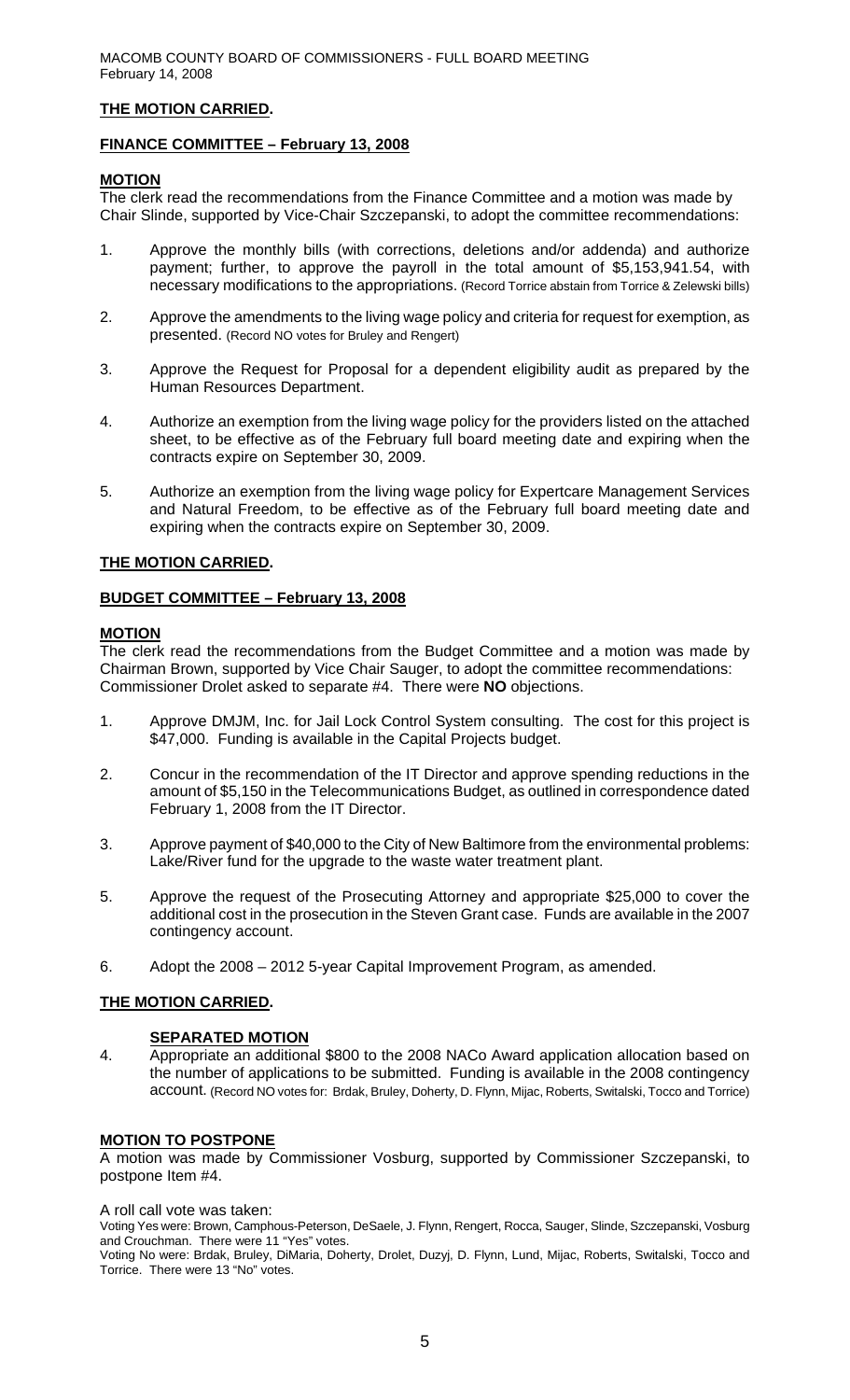**THE MOTION CARRIED.**

**FINANCE COMMITTEE – February 13, 2008**

**MOTION**

The clerk read the recommendations from the Finance Committee and a motion was made by Chair Slinde, supported by Vice-Chair Szczepanski, to adopt the committee recommendations:

1. Approve the monthly bills (with corrections, deletions and/or addenda) and authorize payment; further, to approve the payroll in the total amount of $5,153,941.54, with necessary modifications to the appropriations. (Record Torrice abstain from Torrice & Zelewski bills)

2. Approve the amendments to the living wage policy and criteria for request for exemption, as presented. (Record NO votes for Bruley and Rengert)

3. Approve the Request for Proposal for a dependent eligibility audit as prepared by the Human Resources Department.

4. Authorize an exemption from the living wage policy for the providers listed on the attached sheet, to be effective as of the February full board meeting date and expiring when the contracts expire on September 30, 2009.

5. Authorize an exemption from the living wage policy for Expertcare Management Services and Natural Freedom, to be effective as of the February full board meeting date and expiring when the contracts expire on September 30, 2009.

**THE MOTION CARRIED.**

**BUDGET COMMITTEE – February 13, 2008**

**MOTION**

The clerk read the recommendations from the Budget Committee and a motion was made by Chairman Brown, supported by Vice Chair Sauger, to adopt the committee recommendations: Commissioner Drolet asked to separate #4. There were **NO** objections.

1. Approve DMJM, Inc. for Jail Lock Control System consulting. The cost for this project is $47,000. Funding is available in the Capital Projects budget.

2. Concur in the recommendation of the IT Director and approve spending reductions in the amount of $5,150 in the Telecommunications Budget, as outlined in correspondence dated February 1, 2008 from the IT Director.

3. Approve payment of $40,000 to the City of New Baltimore from the environmental problems: Lake/River fund for the upgrade to the waste water treatment plant.

5. Approve the request of the Prosecuting Attorney and appropriate $25,000 to cover the additional cost in the prosecution in the Steven Grant case. Funds are available in the 2007 contingency account.

6. Adopt the 2008 – 2012 5-year Capital Improvement Program, as amended.

**THE MOTION CARRIED.**

**SEPARATED MOTION**

4. Appropriate an additional $800 to the 2008 NACo Award application allocation based on the number of applications to be submitted. Funding is available in the 2008 contingency account. (Record NO votes for: Brdak, Bruley, Doherty, D. Flynn, Mijac, Roberts, Switalski, Tocco and Torrice)

**MOTION TO POSTPONE**

A motion was made by Commissioner Vosburg, supported by Commissioner Szczepanski, to postpone Item #4.

A roll call vote was taken:

Voting Yes were: Brown, Camphous-Peterson, DeSaele, J. Flynn, Rengert, Rocca, Sauger, Slinde, Szczepanski, Vosburg and Crouchman. There were 11 "Yes" votes.

Voting No were: Brdak, Bruley, DiMaria, Doherty, Drolet, Duzyj, D. Flynn, Lund, Mijac, Roberts, Switalski, Tocco and Torrice. There were 13 "No" votes.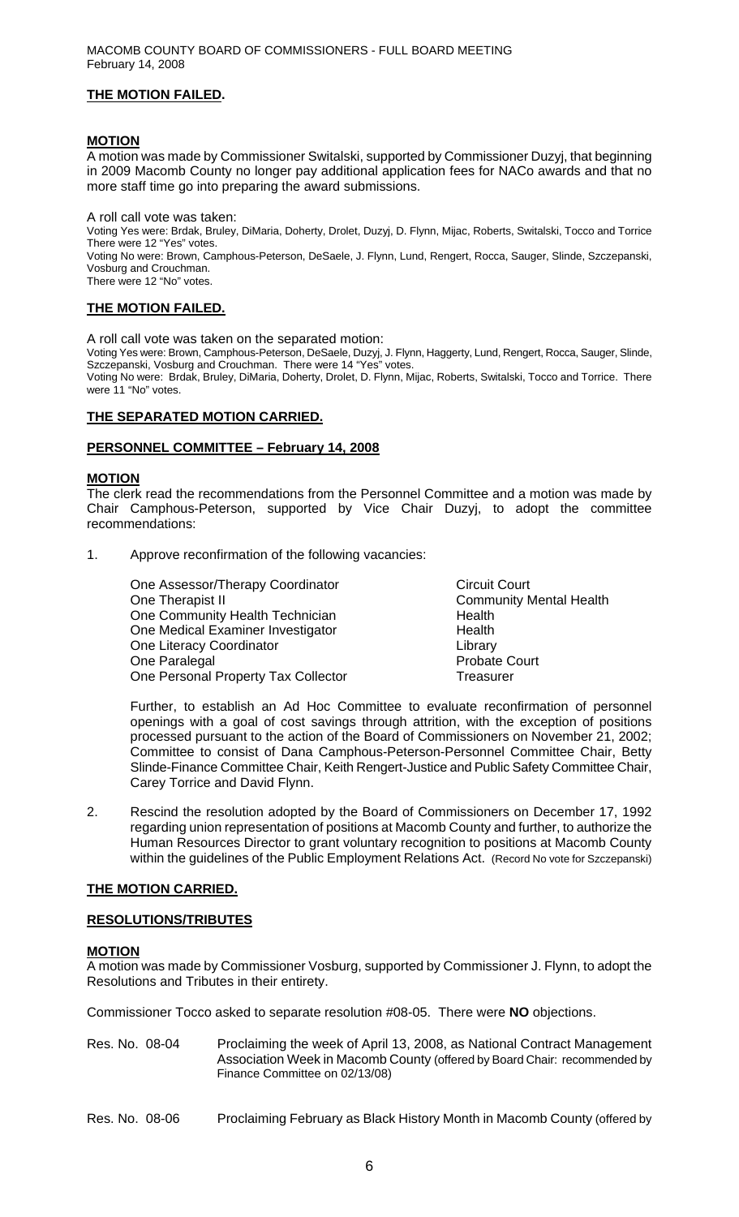**THE MOTION FAILED.**

**MOTION**

A motion was made by Commissioner Switalski, supported by Commissioner Duzyj, that beginning in 2009 Macomb County no longer pay additional application fees for NACo awards and that no more staff time go into preparing the award submissions.

A roll call vote was taken:

Voting Yes were: Brdak, Bruley, DiMaria, Doherty, Drolet, Duzyj, D. Flynn, Mijac, Roberts, Switalski, Tocco and Torrice
There were 12 "Yes" votes.

Voting No were: Brown, Camphous-Peterson, DeSaele, J. Flynn, Lund, Rengert, Rocca, Sauger, Slinde, Szczepanski, Vosburg and Crouchman.
There were 12 "No" votes.

**THE MOTION FAILED.**

A roll call vote was taken on the separated motion:

Voting Yes were: Brown, Camphous-Peterson, DeSaele, Duzyj, J. Flynn, Haggerty, Lund, Rengert, Rocca, Sauger, Slinde, Szczepanski, Vosburg and Crouchman. There were 14 "Yes" votes.

Voting No were: Brdak, Bruley, DiMaria, Doherty, Drolet, D. Flynn, Mijac, Roberts, Switalski, Tocco and Torrice. There were 11 "No" votes.

**THE SEPARATED MOTION CARRIED.**

**PERSONNEL COMMITTEE – February 14, 2008**

**MOTION**

The clerk read the recommendations from the Personnel Committee and a motion was made by Chair Camphous-Peterson, supported by Vice Chair Duzyj, to adopt the committee recommendations:

1. Approve reconfirmation of the following vacancies:

| | |
|---|---|
| One Assessor/Therapy Coordinator | Circuit Court |
| One Therapist II | Community Mental Health |
| One Community Health Technician | Health |
| One Medical Examiner Investigator | Health |
| One Literacy Coordinator | Library |
| One Paralegal | Probate Court |
| One Personal Property Tax Collector | Treasurer |

   Further, to establish an Ad Hoc Committee to evaluate reconfirmation of personnel openings with a goal of cost savings through attrition, with the exception of positions processed pursuant to the action of the Board of Commissioners on November 21, 2002; Committee to consist of Dana Camphous-Peterson-Personnel Committee Chair, Betty Slinde-Finance Committee Chair, Keith Rengert-Justice and Public Safety Committee Chair, Carey Torrice and David Flynn.

2. Rescind the resolution adopted by the Board of Commissioners on December 17, 1992 regarding union representation of positions at Macomb County and further, to authorize the Human Resources Director to grant voluntary recognition to positions at Macomb County within the guidelines of the Public Employment Relations Act. (Record No vote for Szczepanski)

**THE MOTION CARRIED.**

**RESOLUTIONS/TRIBUTES**

**MOTION**

A motion was made by Commissioner Vosburg, supported by Commissioner J. Flynn, to adopt the Resolutions and Tributes in their entirety.

Commissioner Tocco asked to separate resolution #08-05. There were **NO** objections.

Res. No. 08-04 Proclaiming the week of April 13, 2008, as National Contract Management Association Week in Macomb County (offered by Board Chair: recommended by Finance Committee on 02/13/08)

Res. No. 08-06 Proclaiming February as Black History Month in Macomb County (offered by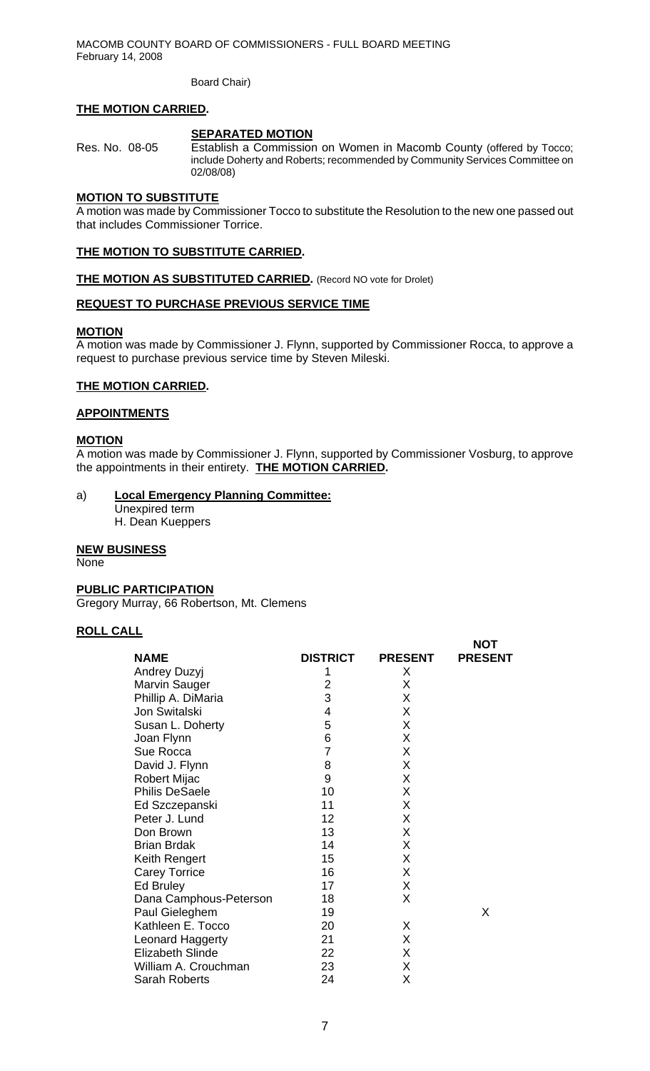Board Chair)

**THE MOTION CARRIED.**

**SEPARATED MOTION**

Res. No. 08-05 Establish a Commission on Women in Macomb County (offered by Tocco; include Doherty and Roberts; recommended by Community Services Committee on 02/08/08)

**MOTION TO SUBSTITUTE**

A motion was made by Commissioner Tocco to substitute the Resolution to the new one passed out that includes Commissioner Torrice.

**THE MOTION TO SUBSTITUTE CARRIED.**

**THE MOTION AS SUBSTITUTED CARRIED.** (Record NO vote for Drolet)

**REQUEST TO PURCHASE PREVIOUS SERVICE TIME**

**MOTION**

A motion was made by Commissioner J. Flynn, supported by Commissioner Rocca, to approve a request to purchase previous service time by Steven Mileski.

**THE MOTION CARRIED.**

**APPOINTMENTS**

**MOTION**

A motion was made by Commissioner J. Flynn, supported by Commissioner Vosburg, to approve the appointments in their entirety. **THE MOTION CARRIED.**

a) **Local Emergency Planning Committee:**
   Unexpired term
   H. Dean Kueppers

**NEW BUSINESS**

None

**PUBLIC PARTICIPATION**

Gregory Murray, 66 Robertson, Mt. Clemens

**ROLL CALL**

| NAME | DISTRICT | PRESENT | NOT PRESENT |
|---|---|---|---|
| Andrey Duzyj | 1 | X | |
| Marvin Sauger | 2 | X | |
| Phillip A. DiMaria | 3 | X | |
| Jon Switalski | 4 | X | |
| Susan L. Doherty | 5 | X | |
| Joan Flynn | 6 | X | |
| Sue Rocca | 7 | X | |
| David J. Flynn | 8 | X | |
| Robert Mijac | 9 | X | |
| Philis DeSaele | 10 | X | |
| Ed Szczepanski | 11 | X | |
| Peter J. Lund | 12 | X | |
| Don Brown | 13 | X | |
| Brian Brdak | 14 | X | |
| Keith Rengert | 15 | X | |
| Carey Torrice | 16 | X | |
| Ed Bruley | 17 | X | |
| Dana Camphous-Peterson | 18 | X | |
| Paul Gieleghem | 19 | | X |
| Kathleen E. Tocco | 20 | X | |
| Leonard Haggerty | 21 | X | |
| Elizabeth Slinde | 22 | X | |
| William A. Crouchman | 23 | X | |
| Sarah Roberts | 24 | X | |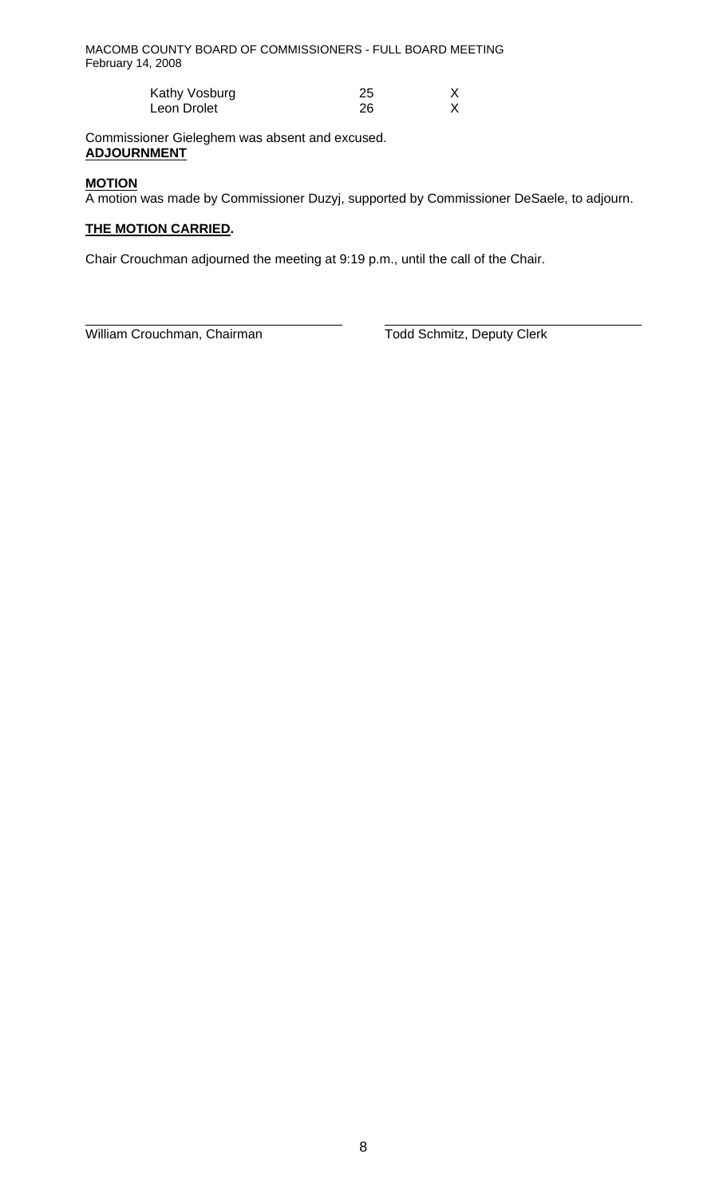| | | |
|---|---|---|
| Kathy Vosburg | 25 | X |
| Leon Drolet | 26 | X |

Commissioner Gieleghem was absent and excused.

**ADJOURNMENT**

**MOTION**

A motion was made by Commissioner Duzyj, supported by Commissioner DeSaele, to adjourn.

**THE MOTION CARRIED.**

Chair Crouchman adjourned the meeting at 9:19 p.m., until the call of the Chair.

William Crouchman, Chairman

Todd Schmitz, Deputy Clerk